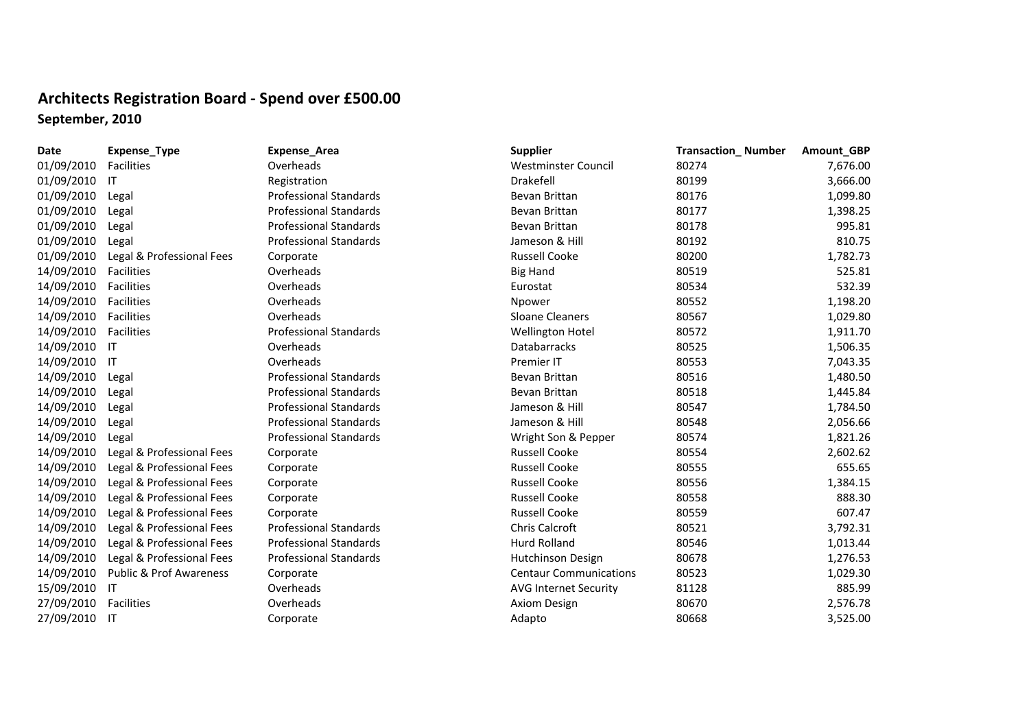# Architects Registration Board - Spend over £500.00

## September, 2010

| Date | Expense_Type | Expense_Area | Supplier | Transaction_ Number | Amount_GBP |
|---|---|---|---|---|---|
| 01/09/2010 | Facilities | Overheads | Westminster Council | 80274 | 7,676.00 |
| 01/09/2010 | IT | Registration | Drakefell | 80199 | 3,666.00 |
| 01/09/2010 | Legal | Professional Standards | Bevan Brittan | 80176 | 1,099.80 |
| 01/09/2010 | Legal | Professional Standards | Bevan Brittan | 80177 | 1,398.25 |
| 01/09/2010 | Legal | Professional Standards | Bevan Brittan | 80178 | 995.81 |
| 01/09/2010 | Legal | Professional Standards | Jameson & Hill | 80192 | 810.75 |
| 01/09/2010 | Legal & Professional Fees | Corporate | Russell Cooke | 80200 | 1,782.73 |
| 14/09/2010 | Facilities | Overheads | Big Hand | 80519 | 525.81 |
| 14/09/2010 | Facilities | Overheads | Eurostat | 80534 | 532.39 |
| 14/09/2010 | Facilities | Overheads | Npower | 80552 | 1,198.20 |
| 14/09/2010 | Facilities | Overheads | Sloane Cleaners | 80567 | 1,029.80 |
| 14/09/2010 | Facilities | Professional Standards | Wellington Hotel | 80572 | 1,911.70 |
| 14/09/2010 | IT | Overheads | Databarracks | 80525 | 1,506.35 |
| 14/09/2010 | IT | Overheads | Premier IT | 80553 | 7,043.35 |
| 14/09/2010 | Legal | Professional Standards | Bevan Brittan | 80516 | 1,480.50 |
| 14/09/2010 | Legal | Professional Standards | Bevan Brittan | 80518 | 1,445.84 |
| 14/09/2010 | Legal | Professional Standards | Jameson & Hill | 80547 | 1,784.50 |
| 14/09/2010 | Legal | Professional Standards | Jameson & Hill | 80548 | 2,056.66 |
| 14/09/2010 | Legal | Professional Standards | Wright Son & Pepper | 80574 | 1,821.26 |
| 14/09/2010 | Legal & Professional Fees | Corporate | Russell Cooke | 80554 | 2,602.62 |
| 14/09/2010 | Legal & Professional Fees | Corporate | Russell Cooke | 80555 | 655.65 |
| 14/09/2010 | Legal & Professional Fees | Corporate | Russell Cooke | 80556 | 1,384.15 |
| 14/09/2010 | Legal & Professional Fees | Corporate | Russell Cooke | 80558 | 888.30 |
| 14/09/2010 | Legal & Professional Fees | Corporate | Russell Cooke | 80559 | 607.47 |
| 14/09/2010 | Legal & Professional Fees | Professional Standards | Chris Calcroft | 80521 | 3,792.31 |
| 14/09/2010 | Legal & Professional Fees | Professional Standards | Hurd Rolland | 80546 | 1,013.44 |
| 14/09/2010 | Legal & Professional Fees | Professional Standards | Hutchinson Design | 80678 | 1,276.53 |
| 14/09/2010 | Public & Prof Awareness | Corporate | Centaur Communications | 80523 | 1,029.30 |
| 15/09/2010 | IT | Overheads | AVG Internet Security | 81128 | 885.99 |
| 27/09/2010 | Facilities | Overheads | Axiom Design | 80670 | 2,576.78 |
| 27/09/2010 | IT | Corporate | Adapto | 80668 | 3,525.00 |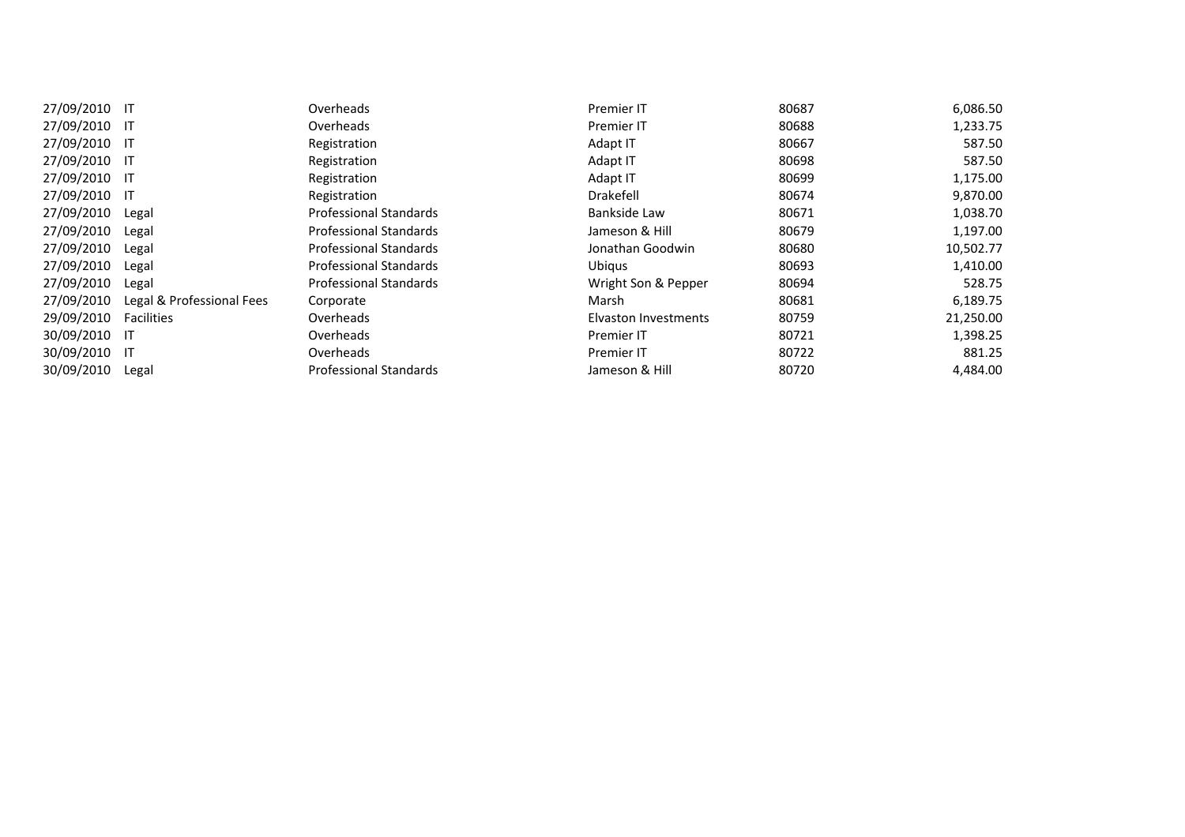| | | | | | |
|---|---|---|---|---|---|
| 27/09/2010 | IT | Overheads | Premier IT | 80687 | 6,086.50 |
| 27/09/2010 | IT | Overheads | Premier IT | 80688 | 1,233.75 |
| 27/09/2010 | IT | Registration | Adapt IT | 80667 | 587.50 |
| 27/09/2010 | IT | Registration | Adapt IT | 80698 | 587.50 |
| 27/09/2010 | IT | Registration | Adapt IT | 80699 | 1,175.00 |
| 27/09/2010 | IT | Registration | Drakefell | 80674 | 9,870.00 |
| 27/09/2010 | Legal | Professional Standards | Bankside Law | 80671 | 1,038.70 |
| 27/09/2010 | Legal | Professional Standards | Jameson & Hill | 80679 | 1,197.00 |
| 27/09/2010 | Legal | Professional Standards | Jonathan Goodwin | 80680 | 10,502.77 |
| 27/09/2010 | Legal | Professional Standards | Ubiqus | 80693 | 1,410.00 |
| 27/09/2010 | Legal | Professional Standards | Wright Son & Pepper | 80694 | 528.75 |
| 27/09/2010 | Legal & Professional Fees | Corporate | Marsh | 80681 | 6,189.75 |
| 29/09/2010 | Facilities | Overheads | Elvaston Investments | 80759 | 21,250.00 |
| 30/09/2010 | IT | Overheads | Premier IT | 80721 | 1,398.25 |
| 30/09/2010 | IT | Overheads | Premier IT | 80722 | 881.25 |
| 30/09/2010 | Legal | Professional Standards | Jameson & Hill | 80720 | 4,484.00 |